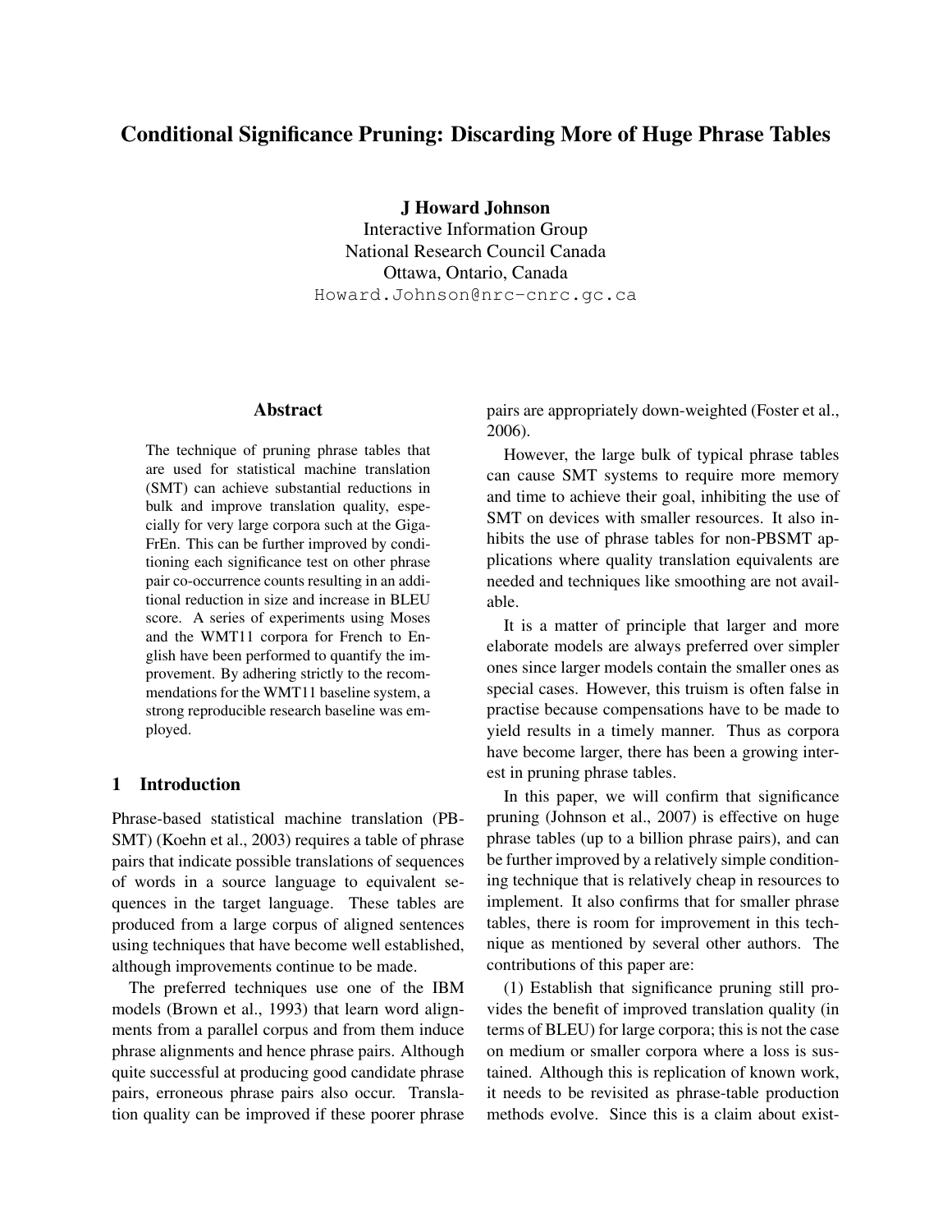# Conditional Significance Pruning: Discarding More of Huge Phrase Tables

**J Howard Johnson**
Interactive Information Group
National Research Council Canada
Ottawa, Ontario, Canada
Howard.Johnson@nrc-cnrc.gc.ca

## Abstract

The technique of pruning phrase tables that are used for statistical machine translation (SMT) can achieve substantial reductions in bulk and improve translation quality, especially for very large corpora such at the Giga-FrEn. This can be further improved by conditioning each significance test on other phrase pair co-occurrence counts resulting in an additional reduction in size and increase in BLEU score. A series of experiments using Moses and the WMT11 corpora for French to English have been performed to quantify the improvement. By adhering strictly to the recommendations for the WMT11 baseline system, a strong reproducible research baseline was employed.

## 1 Introduction

Phrase-based statistical machine translation (PBSMT) (Koehn et al., 2003) requires a table of phrase pairs that indicate possible translations of sequences of words in a source language to equivalent sequences in the target language. These tables are produced from a large corpus of aligned sentences using techniques that have become well established, although improvements continue to be made.

The preferred techniques use one of the IBM models (Brown et al., 1993) that learn word alignments from a parallel corpus and from them induce phrase alignments and hence phrase pairs. Although quite successful at producing good candidate phrase pairs, erroneous phrase pairs also occur. Translation quality can be improved if these poorer phrase pairs are appropriately down-weighted (Foster et al., 2006).

However, the large bulk of typical phrase tables can cause SMT systems to require more memory and time to achieve their goal, inhibiting the use of SMT on devices with smaller resources. It also inhibits the use of phrase tables for non-PBSMT applications where quality translation equivalents are needed and techniques like smoothing are not available.

It is a matter of principle that larger and more elaborate models are always preferred over simpler ones since larger models contain the smaller ones as special cases. However, this truism is often false in practise because compensations have to be made to yield results in a timely manner. Thus as corpora have become larger, there has been a growing interest in pruning phrase tables.

In this paper, we will confirm that significance pruning (Johnson et al., 2007) is effective on huge phrase tables (up to a billion phrase pairs), and can be further improved by a relatively simple conditioning technique that is relatively cheap in resources to implement. It also confirms that for smaller phrase tables, there is room for improvement in this technique as mentioned by several other authors. The contributions of this paper are:

(1) Establish that significance pruning still provides the benefit of improved translation quality (in terms of BLEU) for large corpora; this is not the case on medium or smaller corpora where a loss is sustained. Although this is replication of known work, it needs to be revisited as phrase-table production methods evolve. Since this is a claim about exist-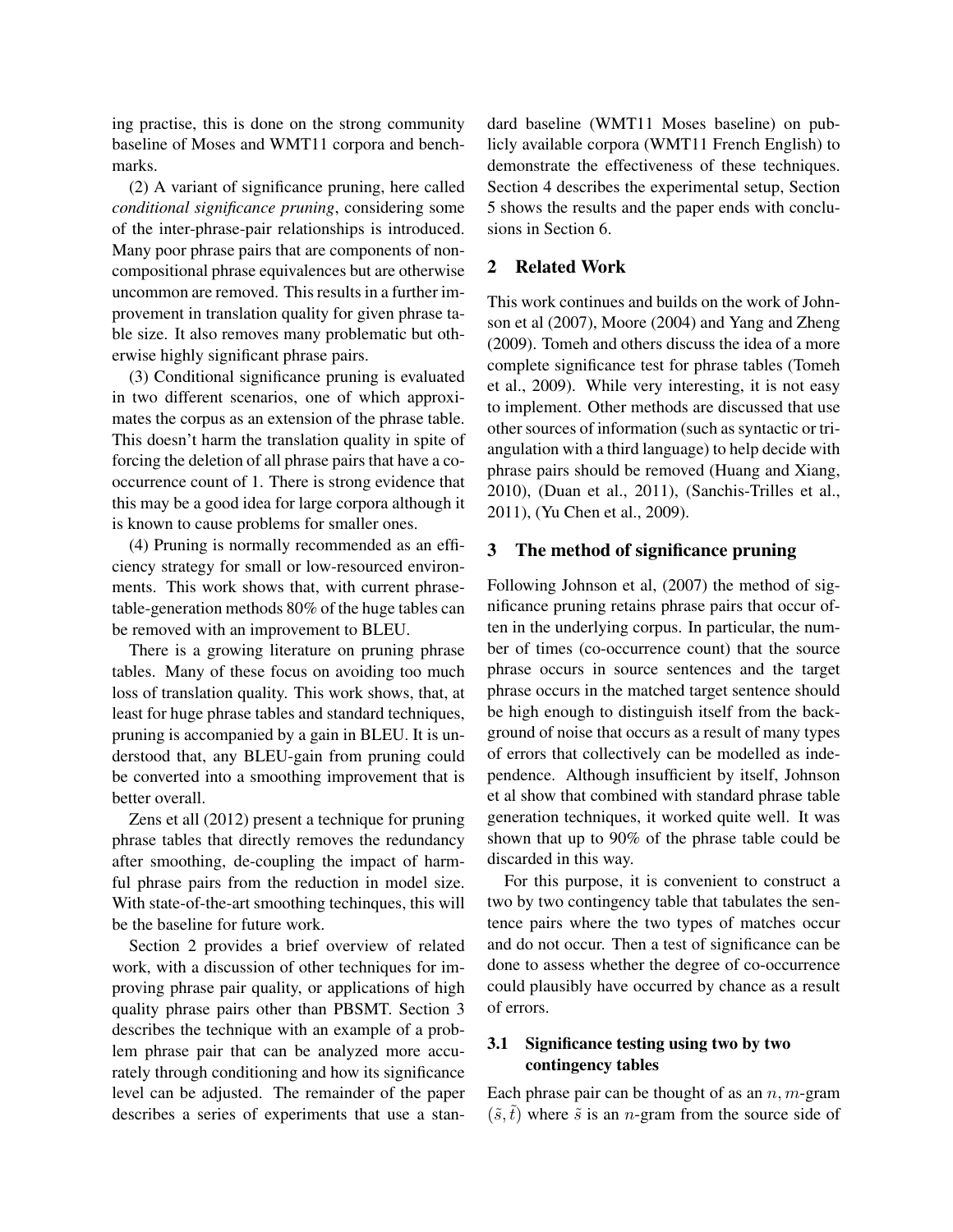ing practise, this is done on the strong community baseline of Moses and WMT11 corpora and benchmarks.

(2) A variant of significance pruning, here called *conditional significance pruning*, considering some of the inter-phrase-pair relationships is introduced. Many poor phrase pairs that are components of non-compositional phrase equivalences but are otherwise uncommon are removed. This results in a further improvement in translation quality for given phrase table size. It also removes many problematic but otherwise highly significant phrase pairs.

(3) Conditional significance pruning is evaluated in two different scenarios, one of which approximates the corpus as an extension of the phrase table. This doesn't harm the translation quality in spite of forcing the deletion of all phrase pairs that have a co-occurrence count of 1. There is strong evidence that this may be a good idea for large corpora although it is known to cause problems for smaller ones.

(4) Pruning is normally recommended as an efficiency strategy for small or low-resourced environments. This work shows that, with current phrase-table-generation methods 80% of the huge tables can be removed with an improvement to BLEU.

There is a growing literature on pruning phrase tables. Many of these focus on avoiding too much loss of translation quality. This work shows, that, at least for huge phrase tables and standard techniques, pruning is accompanied by a gain in BLEU. It is understood that, any BLEU-gain from pruning could be converted into a smoothing improvement that is better overall.

Zens et all (2012) present a technique for pruning phrase tables that directly removes the redundancy after smoothing, de-coupling the impact of harmful phrase pairs from the reduction in model size. With state-of-the-art smoothing techinques, this will be the baseline for future work.

Section 2 provides a brief overview of related work, with a discussion of other techniques for improving phrase pair quality, or applications of high quality phrase pairs other than PBSMT. Section 3 describes the technique with an example of a problem phrase pair that can be analyzed more accurately through conditioning and how its significance level can be adjusted. The remainder of the paper describes a series of experiments that use a standard baseline (WMT11 Moses baseline) on publicly available corpora (WMT11 French English) to demonstrate the effectiveness of these techniques. Section 4 describes the experimental setup, Section 5 shows the results and the paper ends with conclusions in Section 6.

## 2 Related Work

This work continues and builds on the work of Johnson et al (2007), Moore (2004) and Yang and Zheng (2009). Tomeh and others discuss the idea of a more complete significance test for phrase tables (Tomeh et al., 2009). While very interesting, it is not easy to implement. Other methods are discussed that use other sources of information (such as syntactic or triangulation with a third language) to help decide with phrase pairs should be removed (Huang and Xiang, 2010), (Duan et al., 2011), (Sanchis-Trilles et al., 2011), (Yu Chen et al., 2009).

## 3 The method of significance pruning

Following Johnson et al, (2007) the method of significance pruning retains phrase pairs that occur often in the underlying corpus. In particular, the number of times (co-occurrence count) that the source phrase occurs in source sentences and the target phrase occurs in the matched target sentence should be high enough to distinguish itself from the background of noise that occurs as a result of many types of errors that collectively can be modelled as independence. Although insufficient by itself, Johnson et al show that combined with standard phrase table generation techniques, it worked quite well. It was shown that up to 90% of the phrase table could be discarded in this way.

For this purpose, it is convenient to construct a two by two contingency table that tabulates the sentence pairs where the two types of matches occur and do not occur. Then a test of significance can be done to assess whether the degree of co-occurrence could plausibly have occurred by chance as a result of errors.

### 3.1 Significance testing using two by two contingency tables

Each phrase pair can be thought of as an $n, m$-gram $(\tilde{s}, \tilde{t})$ where $\tilde{s}$ is an $n$-gram from the source side of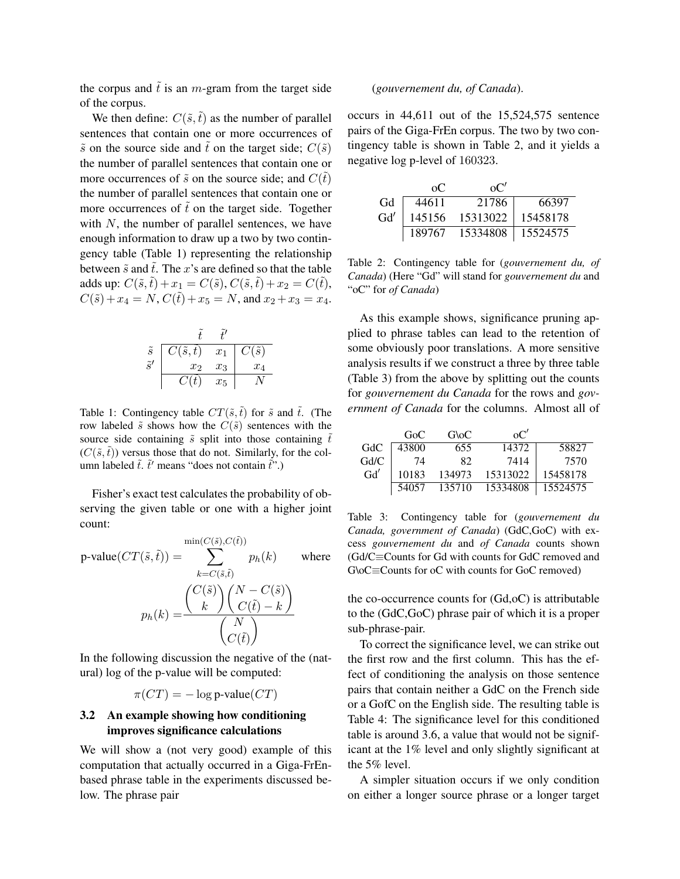the corpus and $\tilde{t}$ is an $m$-gram from the target side of the corpus.

We then define: $C(\tilde{s}, \tilde{t})$ as the number of parallel sentences that contain one or more occurrences of $\tilde{s}$ on the source side and $\tilde{t}$ on the target side; $C(\tilde{s})$ the number of parallel sentences that contain one or more occurrences of $\tilde{s}$ on the source side; and $C(\tilde{t})$ the number of parallel sentences that contain one or more occurrences of $\tilde{t}$ on the target side. Together with $N$, the number of parallel sentences, we have enough information to draw up a two by two contingency table (Table 1) representing the relationship between $\tilde{s}$ and $\tilde{t}$. The $x$'s are defined so that the table adds up: $C(\tilde{s}, \tilde{t}) + x_1 = C(\tilde{s})$, $C(\tilde{s}, \tilde{t}) + x_2 = C(\tilde{t})$, $C(\tilde{s}) + x_4 = N$, $C(\tilde{t}) + x_5 = N$, and $x_2 + x_3 = x_4$.

| | $\tilde{t}$ | $\tilde{t}'$ | |
|---|---|---|---|
| $\tilde{s}$ | $C(\tilde{s}, \tilde{t})$ | $x_1$ | $C(\tilde{s})$ |
| $\tilde{s}'$ | $x_2$ | $x_3$ | $x_4$ |
| | $C(\tilde{t})$ | $x_5$ | $N$ |

Table 1: Contingency table $CT(\tilde{s}, \tilde{t})$ for $\tilde{s}$ and $\tilde{t}$. (The row labeled $\tilde{s}$ shows how the $C(\tilde{s})$ sentences with the source side containing $\tilde{s}$ split into those containing $\tilde{t}$ ($C(\tilde{s}, \tilde{t})$) versus those that do not. Similarly, for the column labeled $\tilde{t}$. $\tilde{t}'$ means "does not contain $\tilde{t}$".)

Fisher's exact test calculates the probability of observing the given table or one with a higher joint count:

$$\text{p-value}(CT(\tilde{s}, \tilde{t})) = \sum_{k=C(\tilde{s},\tilde{t})}^{\min(C(\tilde{s}),C(\tilde{t}))} p_h(k) \qquad \text{where}$$

$$p_h(k) = \frac{\binom{C(\tilde{s})}{k}\binom{N - C(\tilde{s})}{C(\tilde{t}) - k}}{\binom{N}{C(\tilde{t})}}$$

In the following discussion the negative of the (natural) log of the p-value will be computed:

$$\pi(CT) = -\log \text{p-value}(CT)$$

### 3.2 An example showing how conditioning improves significance calculations

We will show a (not very good) example of this computation that actually occurred in a Giga-FrEn-based phrase table in the experiments discussed below. The phrase pair

(*gouvernement du, of Canada*).

occurs in 44,611 out of the 15,524,575 sentence pairs of the Giga-FrEn corpus. The two by two contingency table is shown in Table 2, and it yields a negative log p-level of 160323.

| | oC | oC′ | |
|---|---|---|---|
| Gd | 44611 | 21786 | 66397 |
| Gd′ | 145156 | 15313022 | 15458178 |
| | 189767 | 15334808 | 15524575 |

Table 2: Contingency table for (*gouvernement du, of Canada*) (Here "Gd" will stand for *gouvernement du* and "oC" for *of Canada*)

As this example shows, significance pruning applied to phrase tables can lead to the retention of some obviously poor translations. A more sensitive analysis results if we construct a three by three table (Table 3) from the above by splitting out the counts for *gouvernement du Canada* for the rows and *government of Canada* for the columns. Almost all of

| | GoC | G\oC | oC′ | |
|---|---|---|---|---|
| GdC | 43800 | 655 | 14372 | 58827 |
| Gd/C | 74 | 82 | 7414 | 7570 |
| Gd′ | 10183 | 134973 | 15313022 | 15458178 |
| | 54057 | 135710 | 15334808 | 15524575 |

Table 3: Contingency table for (*gouvernement du Canada, government of Canada*) (GdC,GoC) with excess *gouvernement du* and *of Canada* counts shown (Gd/C≡Counts for Gd with counts for GdC removed and G\oC≡Counts for oC with counts for GoC removed)

the co-occurrence counts for (Gd,oC) is attributable to the (GdC,GoC) phrase pair of which it is a proper sub-phrase-pair.

To correct the significance level, we can strike out the first row and the first column. This has the effect of conditioning the analysis on those sentence pairs that contain neither a GdC on the French side or a GofC on the English side. The resulting table is Table 4: The significance level for this conditioned table is around 3.6, a value that would not be significant at the 1% level and only slightly significant at the 5% level.

A simpler situation occurs if we only condition on either a longer source phrase or a longer target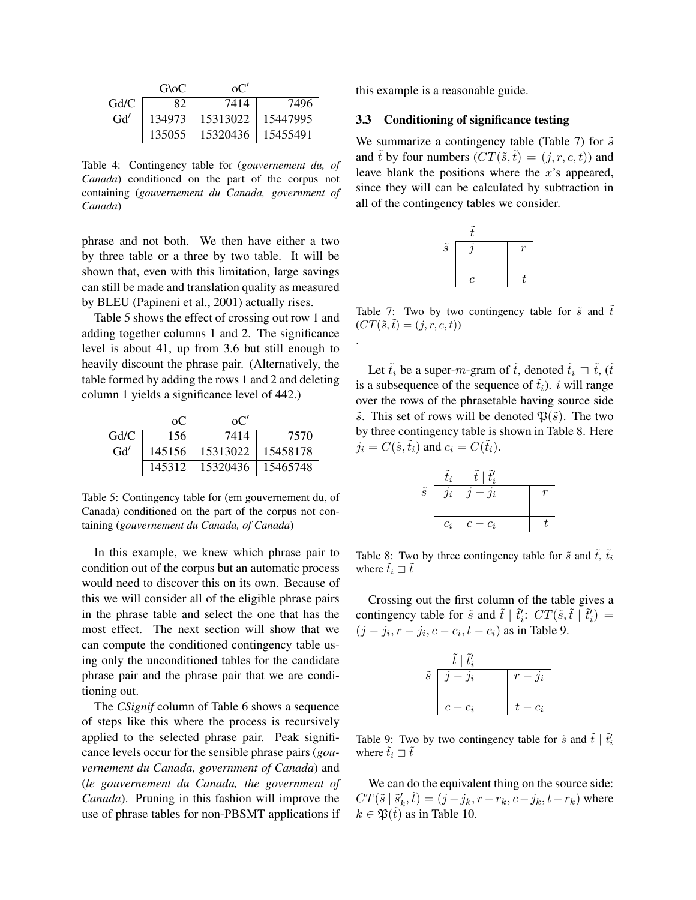| | G\oC | oC′ | |
|---|---|---|---|
| Gd/C | 82 | 7414 | 7496 |
| Gd′ | 134973 | 15313022 | 15447995 |
| | 135055 | 15320436 | 15455491 |

Table 4: Contingency table for (*gouvernement du, of Canada*) conditioned on the part of the corpus not containing (*gouvernement du Canada, government of Canada*)

phrase and not both. We then have either a two by three table or a three by two table. It will be shown that, even with this limitation, large savings can still be made and translation quality as measured by BLEU (Papineni et al., 2001) actually rises.

Table 5 shows the effect of crossing out row 1 and adding together columns 1 and 2. The significance level is about 41, up from 3.6 but still enough to heavily discount the phrase pair. (Alternatively, the table formed by adding the rows 1 and 2 and deleting column 1 yields a significance level of 442.)

| | oC | oC′ | |
|---|---|---|---|
| Gd/C | 156 | 7414 | 7570 |
| Gd′ | 145156 | 15313022 | 15458178 |
| | 145312 | 15320436 | 15465748 |

Table 5: Contingency table for (em gouvernement du, of Canada) conditioned on the part of the corpus not containing (*gouvernement du Canada, of Canada*)

In this example, we knew which phrase pair to condition out of the corpus but an automatic process would need to discover this on its own. Because of this we will consider all of the eligible phrase pairs in the phrase table and select the one that has the most effect. The next section will show that we can compute the conditioned contingency table using only the unconditioned tables for the candidate phrase pair and the phrase pair that we are conditioning out.

The *CSignif* column of Table 6 shows a sequence of steps like this where the process is recursively applied to the selected phrase pair. Peak significance levels occur for the sensible phrase pairs (*gouvernement du Canada, government of Canada*) and (*le gouvernement du Canada, the government of Canada*). Pruning in this fashion will improve the use of phrase tables for non-PBSMT applications if this example is a reasonable guide.

### 3.3 Conditioning of significance testing

We summarize a contingency table (Table 7) for $\tilde{s}$ and $\tilde{t}$ by four numbers ($CT(\tilde{s},\tilde{t}) = (j,r,c,t)$) and leave blank the positions where the $x$'s appeared, since they will can be calculated by subtraction in all of the contingency tables we consider.

| | $\tilde{t}$ | |
|---|---|---|
| $\tilde{s}$ | $j$ | $r$ |
| | | |
| | $c$ | $t$ |

Table 7: Two by two contingency table for $\tilde{s}$ and $\tilde{t}$ ($CT(\tilde{s},\tilde{t}) = (j,r,c,t)$)

.

Let $\tilde{t}_i$ be a super-$m$-gram of $\tilde{t}$, denoted $\tilde{t}_i \sqsupset \tilde{t}$, ($\tilde{t}$ is a subsequence of the sequence of $\tilde{t}_i$). $i$ will range over the rows of the phrasetable having source side $\tilde{s}$. This set of rows will be denoted $\mathfrak{P}(\tilde{s})$. The two by three contingency table is shown in Table 8. Here $j_i = C(\tilde{s},\tilde{t}_i)$ and $c_i = C(\tilde{t}_i)$.

| | $\tilde{t}_i$ | $\tilde{t} \mid \tilde{t}'_i$ | |
|---|---|---|---|
| $\tilde{s}$ | $j_i$ | $j - j_i$ | $r$ |
| | | | |
| | $c_i$ | $c - c_i$ | $t$ |

Table 8: Two by three contingency table for $\tilde{s}$ and $\tilde{t}$, $\tilde{t}_i$ where $\tilde{t}_i \sqsupset \tilde{t}$

Crossing out the first column of the table gives a contingency table for $\tilde{s}$ and $\tilde{t} \mid \tilde{t}'_i$: $CT(\tilde{s},\tilde{t} \mid \tilde{t}'_i) = (j - j_i, r - j_i, c - c_i, t - c_i)$ as in Table 9.

| | $\tilde{t} \mid \tilde{t}'_i$ | |
|---|---|---|
| $\tilde{s}$ | $j - j_i$ | $r - j_i$ |
| | | |
| | $c - c_i$ | $t - c_i$ |

Table 9: Two by two contingency table for $\tilde{s}$ and $\tilde{t} \mid \tilde{t}'_i$ where $\tilde{t}_i \sqsupset \tilde{t}$

We can do the equivalent thing on the source side: $CT(\tilde{s} \mid \tilde{s}'_k, \tilde{t}) = (j - j_k, r - r_k, c - j_k, t - r_k)$ where $k \in \mathfrak{P}(\tilde{t})$ as in Table 10.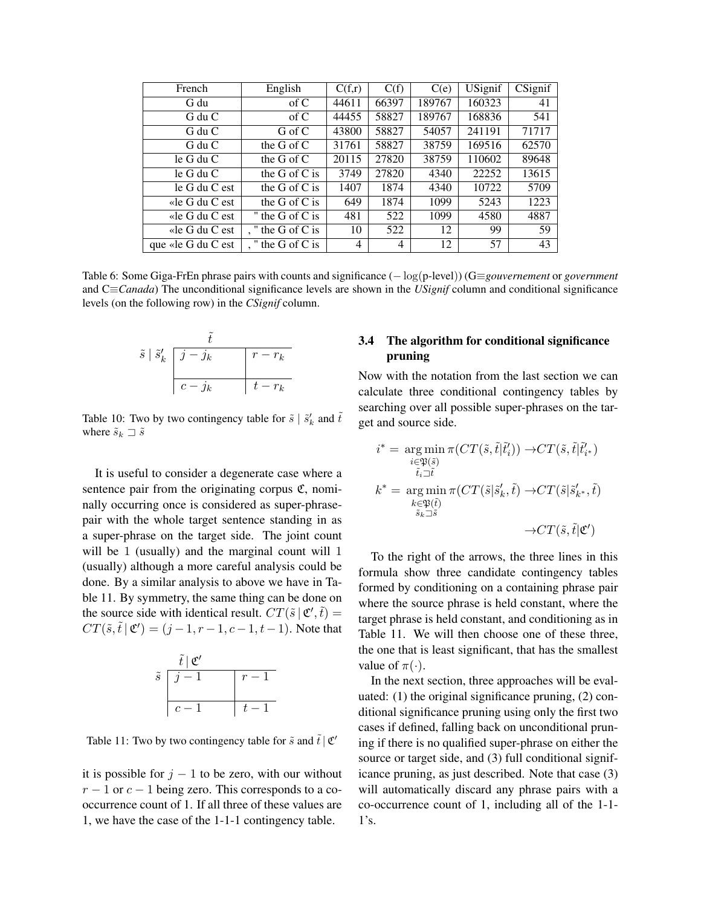| French | English | C(f,r) | C(f) | C(e) | USignif | CSignif |
|---|---|---|---|---|---|---|
| G du | of C | 44611 | 66397 | 189767 | 160323 | 41 |
| G du C | of C | 44455 | 58827 | 189767 | 168836 | 541 |
| G du C | G of C | 43800 | 58827 | 54057 | 241191 | 71717 |
| G du C | the G of C | 31761 | 58827 | 38759 | 169516 | 62570 |
| le G du C | the G of C | 20115 | 27820 | 38759 | 110602 | 89648 |
| le G du C | the G of C is | 3749 | 27820 | 4340 | 22252 | 13615 |
| le G du C est | the G of C is | 1407 | 1874 | 4340 | 10722 | 5709 |
| «le G du C est | the G of C is | 649 | 1874 | 1099 | 5243 | 1223 |
| «le G du C est | " the G of C is | 481 | 522 | 1099 | 4580 | 4887 |
| «le G du C est | , " the G of C is | 10 | 522 | 12 | 99 | 59 |
| que «le G du C est | , " the G of C is | 4 | 4 | 12 | 57 | 43 |

Table 6: Some Giga-FrEn phrase pairs with counts and significance ($-\log$(p-level)) (G≡*gouvernement* or *government* and C≡*Canada*) The unconditional significance levels are shown in the *USignif* column and conditional significance levels (on the following row) in the *CSignif* column.

| $\tilde{s} \mid \tilde{s}'_k$ \ $\tilde{t}$ | | |
|---|---|---|
| | $j - j_k$ | $r - r_k$ |
| | $c - j_k$ | $t - r_k$ |

Table 10: Two by two contingency table for $\tilde{s} \mid \tilde{s}'_k$ and $\tilde{t}$ where $\tilde{s}_k \sqsupset \tilde{s}$

It is useful to consider a degenerate case where a sentence pair from the originating corpus $\mathfrak{C}$, nominally occurring once is considered as super-phrase-pair with the whole target sentence standing in as a super-phrase on the target side. The joint count will be 1 (usually) and the marginal count will 1 (usually) although a more careful analysis could be done. By a similar analysis to above we have in Table 11. By symmetry, the same thing can be done on the source side with identical result. $CT(\tilde{s} \mid \mathfrak{C}', \tilde{t}) = CT(\tilde{s}, \tilde{t} \mid \mathfrak{C}') = (j-1, r-1, c-1, t-1)$. Note that

| $\tilde{s}$ \ $\tilde{t} \mid \mathfrak{C}'$ | | |
|---|---|---|
| | $j - 1$ | $r - 1$ |
| | $c - 1$ | $t - 1$ |

Table 11: Two by two contingency table for $\tilde{s}$ and $\tilde{t} \mid \mathfrak{C}'$

it is possible for $j-1$ to be zero, with our without $r-1$ or $c-1$ being zero. This corresponds to a co-occurrence count of 1. If all three of these values are 1, we have the case of the 1-1-1 contingency table.

### 3.4 The algorithm for conditional significance pruning

Now with the notation from the last section we can calculate three conditional contingency tables by searching over all possible super-phrases on the target and source side.

$$
\begin{aligned}
i^* &= \underset{\substack{i \in \mathfrak{P}(\tilde{s}) \\ \tilde{t}_i \sqsupset \tilde{t}}}{\arg\min}\, \pi(CT(\tilde{s}, \tilde{t} | \tilde{t}'_i)) \rightarrow CT(\tilde{s}, \tilde{t} | \tilde{t}'_{i^*}) \\
k^* &= \underset{\substack{k \in \mathfrak{P}(\tilde{t}) \\ \tilde{s}_k \sqsupset \tilde{s}}}{\arg\min}\, \pi(CT(\tilde{s} | \tilde{s}'_k, \tilde{t}) \rightarrow CT(\tilde{s} | \tilde{s}'_{k^*}, \tilde{t}) \\
&\qquad\qquad\qquad\qquad \rightarrow CT(\tilde{s}, \tilde{t} | \mathfrak{C}')
\end{aligned}
$$

To the right of the arrows, the three lines in this formula show three candidate contingency tables formed by conditioning on a containing phrase pair where the source phrase is held constant, where the target phrase is held constant, and conditioning as in Table 11. We will then choose one of these three, the one that is least significant, that has the smallest value of $\pi(\cdot)$.

In the next section, three approaches will be evaluated: (1) the original significance pruning, (2) conditional significance pruning using only the first two cases if defined, falling back on unconditional pruning if there is no qualified super-phrase on either the source or target side, and (3) full conditional significance pruning, as just described. Note that case (3) will automatically discard any phrase pairs with a co-occurrence count of 1, including all of the 1-1-1's.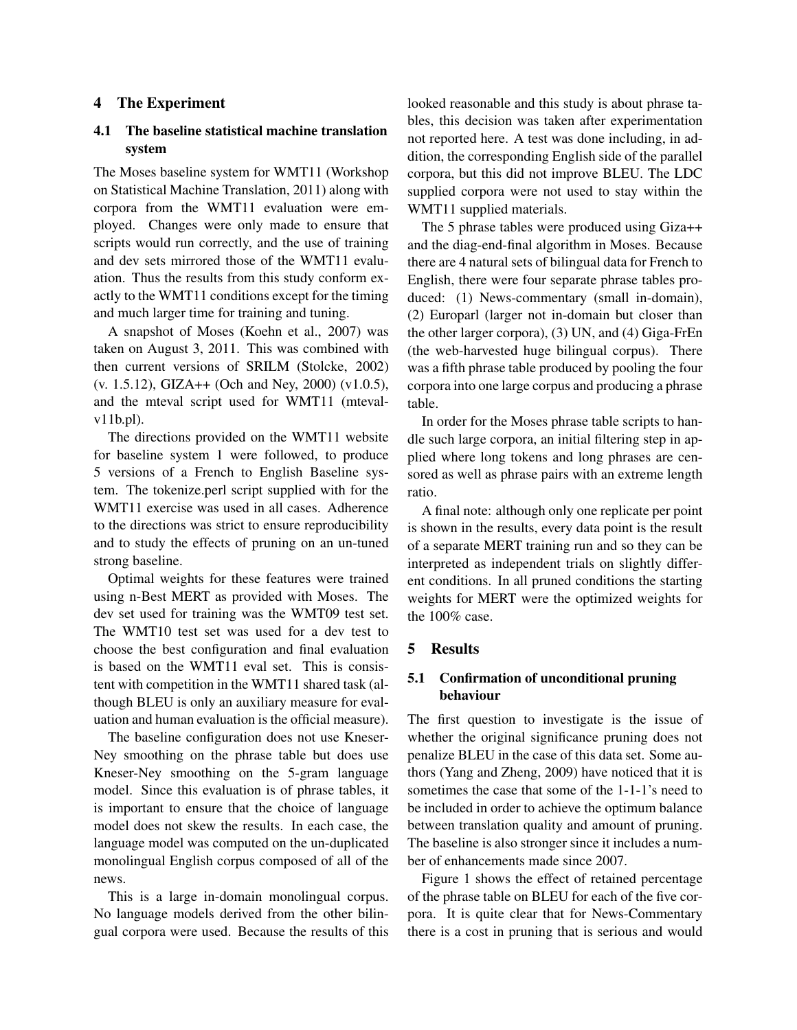## 4 The Experiment

### 4.1 The baseline statistical machine translation system

The Moses baseline system for WMT11 (Workshop on Statistical Machine Translation, 2011) along with corpora from the WMT11 evaluation were employed. Changes were only made to ensure that scripts would run correctly, and the use of training and dev sets mirrored those of the WMT11 evaluation. Thus the results from this study conform exactly to the WMT11 conditions except for the timing and much larger time for training and tuning.

A snapshot of Moses (Koehn et al., 2007) was taken on August 3, 2011. This was combined with then current versions of SRILM (Stolcke, 2002) (v. 1.5.12), GIZA++ (Och and Ney, 2000) (v1.0.5), and the mteval script used for WMT11 (mteval-v11b.pl).

The directions provided on the WMT11 website for baseline system 1 were followed, to produce 5 versions of a French to English Baseline system. The tokenize.perl script supplied with for the WMT11 exercise was used in all cases. Adherence to the directions was strict to ensure reproducibility and to study the effects of pruning on an un-tuned strong baseline.

Optimal weights for these features were trained using n-Best MERT as provided with Moses. The dev set used for training was the WMT09 test set. The WMT10 test set was used for a dev test to choose the best configuration and final evaluation is based on the WMT11 eval set. This is consistent with competition in the WMT11 shared task (although BLEU is only an auxiliary measure for evaluation and human evaluation is the official measure).

The baseline configuration does not use Kneser-Ney smoothing on the phrase table but does use Kneser-Ney smoothing on the 5-gram language model. Since this evaluation is of phrase tables, it is important to ensure that the choice of language model does not skew the results. In each case, the language model was computed on the un-duplicated monolingual English corpus composed of all of the news.

This is a large in-domain monolingual corpus. No language models derived from the other bilingual corpora were used. Because the results of this looked reasonable and this study is about phrase tables, this decision was taken after experimentation not reported here. A test was done including, in addition, the corresponding English side of the parallel corpora, but this did not improve BLEU. The LDC supplied corpora were not used to stay within the WMT11 supplied materials.

The 5 phrase tables were produced using Giza++ and the diag-end-final algorithm in Moses. Because there are 4 natural sets of bilingual data for French to English, there were four separate phrase tables produced: (1) News-commentary (small in-domain), (2) Europarl (larger not in-domain but closer than the other larger corpora), (3) UN, and (4) Giga-FrEn (the web-harvested huge bilingual corpus). There was a fifth phrase table produced by pooling the four corpora into one large corpus and producing a phrase table.

In order for the Moses phrase table scripts to handle such large corpora, an initial filtering step in applied where long tokens and long phrases are censored as well as phrase pairs with an extreme length ratio.

A final note: although only one replicate per point is shown in the results, every data point is the result of a separate MERT training run and so they can be interpreted as independent trials on slightly different conditions. In all pruned conditions the starting weights for MERT were the optimized weights for the 100% case.

## 5 Results

### 5.1 Confirmation of unconditional pruning behaviour

The first question to investigate is the issue of whether the original significance pruning does not penalize BLEU in the case of this data set. Some authors (Yang and Zheng, 2009) have noticed that it is sometimes the case that some of the 1-1-1's need to be included in order to achieve the optimum balance between translation quality and amount of pruning. The baseline is also stronger since it includes a number of enhancements made since 2007.

Figure 1 shows the effect of retained percentage of the phrase table on BLEU for each of the five corpora. It is quite clear that for News-Commentary there is a cost in pruning that is serious and would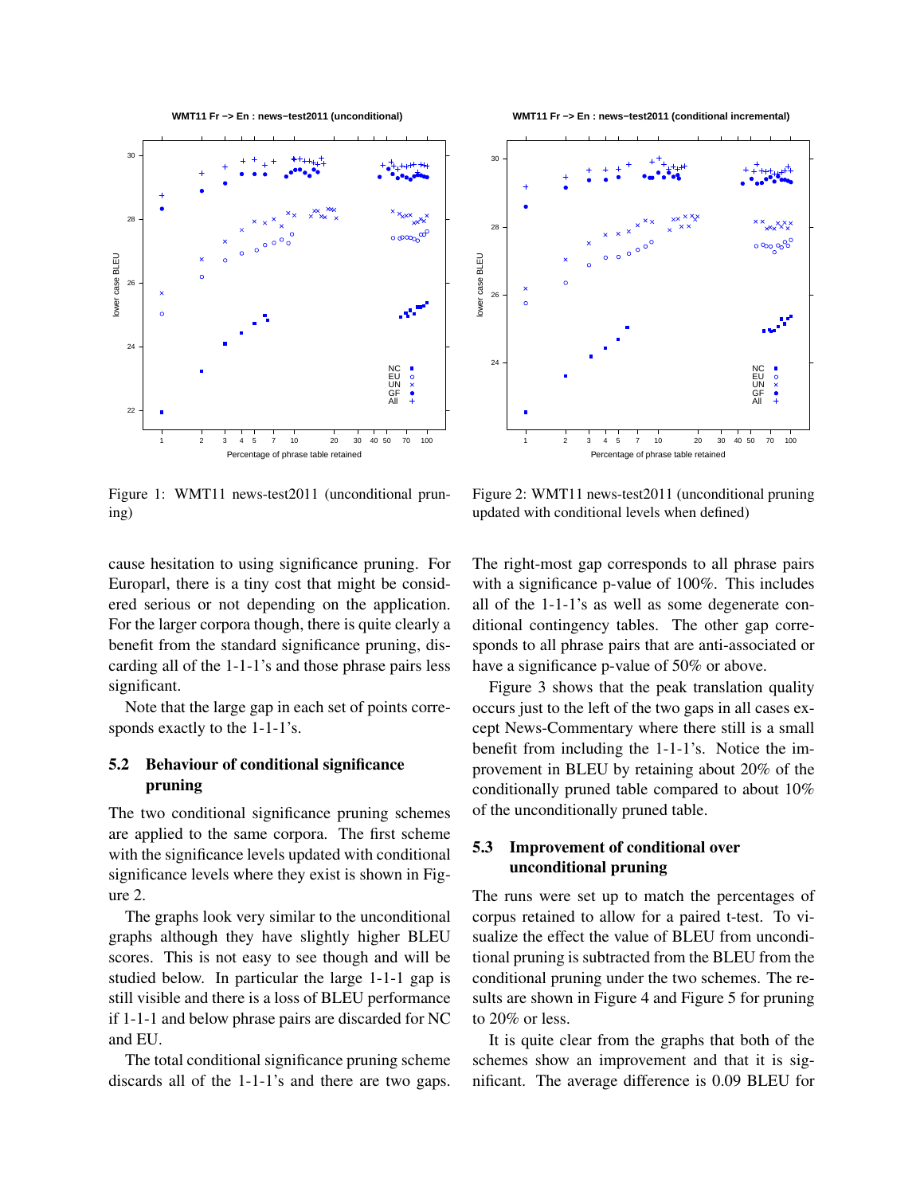Figure 1: WMT11 news-test2011 (unconditional pruning)

Figure 2: WMT11 news-test2011 (unconditional pruning updated with conditional levels when defined)

cause hesitation to using significance pruning. For Europarl, there is a tiny cost that might be considered serious or not depending on the application. For the larger corpora though, there is quite clearly a benefit from the standard significance pruning, discarding all of the 1-1-1's and those phrase pairs less significant.

Note that the large gap in each set of points corresponds exactly to the 1-1-1's.

## 5.2 Behaviour of conditional significance pruning

The two conditional significance pruning schemes are applied to the same corpora. The first scheme with the significance levels updated with conditional significance levels where they exist is shown in Figure 2.

The graphs look very similar to the unconditional graphs although they have slightly higher BLEU scores. This is not easy to see though and will be studied below. In particular the large 1-1-1 gap is still visible and there is a loss of BLEU performance if 1-1-1 and below phrase pairs are discarded for NC and EU.

The total conditional significance pruning scheme discards all of the 1-1-1's and there are two gaps. The right-most gap corresponds to all phrase pairs with a significance p-value of 100%. This includes all of the 1-1-1's as well as some degenerate conditional contingency tables. The other gap corresponds to all phrase pairs that are anti-associated or have a significance p-value of 50% or above.

Figure 3 shows that the peak translation quality occurs just to the left of the two gaps in all cases except News-Commentary where there still is a small benefit from including the 1-1-1's. Notice the improvement in BLEU by retaining about 20% of the conditionally pruned table compared to about 10% of the unconditionally pruned table.

## 5.3 Improvement of conditional over unconditional pruning

The runs were set up to match the percentages of corpus retained to allow for a paired t-test. To visualize the effect the value of BLEU from unconditional pruning is subtracted from the BLEU from the conditional pruning under the two schemes. The results are shown in Figure 4 and Figure 5 for pruning to 20% or less.

It is quite clear from the graphs that both of the schemes show an improvement and that it is significant. The average difference is 0.09 BLEU for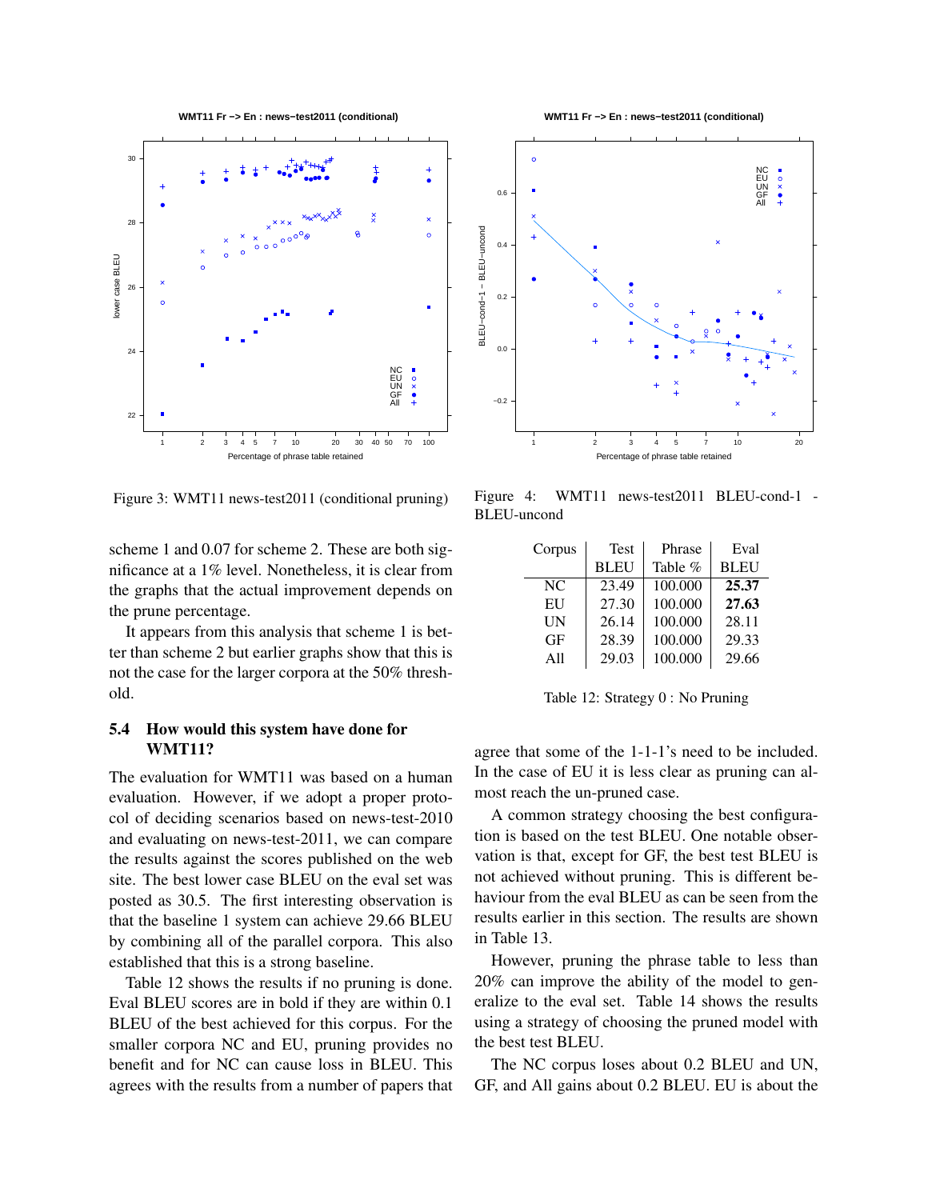Figure 3: WMT11 news-test2011 (conditional pruning)

Figure 4: WMT11 news-test2011 BLEU-cond-1 - BLEU-uncond

scheme 1 and 0.07 for scheme 2. These are both significance at a 1% level. Nonetheless, it is clear from the graphs that the actual improvement depends on the prune percentage.

It appears from this analysis that scheme 1 is better than scheme 2 but earlier graphs show that this is not the case for the larger corpora at the 50% threshold.

### 5.4 How would this system have done for WMT11?

The evaluation for WMT11 was based on a human evaluation. However, if we adopt a proper protocol of deciding scenarios based on news-test-2010 and evaluating on news-test-2011, we can compare the results against the scores published on the web site. The best lower case BLEU on the eval set was posted as 30.5. The first interesting observation is that the baseline 1 system can achieve 29.66 BLEU by combining all of the parallel corpora. This also established that this is a strong baseline.

Table 12 shows the results if no pruning is done. Eval BLEU scores are in bold if they are within 0.1 BLEU of the best achieved for this corpus. For the smaller corpora NC and EU, pruning provides no benefit and for NC can cause loss in BLEU. This agrees with the results from a number of papers that agree that some of the 1-1-1's need to be included. In the case of EU it is less clear as pruning can almost reach the un-pruned case.

| Corpus | Test BLEU | Phrase Table % | Eval BLEU |
|---|---|---|---|
| NC | 23.49 | 100.000 | **25.37** |
| EU | 27.30 | 100.000 | **27.63** |
| UN | 26.14 | 100.000 | 28.11 |
| GF | 28.39 | 100.000 | 29.33 |
| All | 29.03 | 100.000 | 29.66 |

Table 12: Strategy 0 : No Pruning

A common strategy choosing the best configuration is based on the test BLEU. One notable observation is that, except for GF, the best test BLEU is not achieved without pruning. This is different behaviour from the eval BLEU as can be seen from the results earlier in this section. The results are shown in Table 13.

However, pruning the phrase table to less than 20% can improve the ability of the model to generalize to the eval set. Table 14 shows the results using a strategy of choosing the pruned model with the best test BLEU.

The NC corpus loses about 0.2 BLEU and UN, GF, and All gains about 0.2 BLEU. EU is about the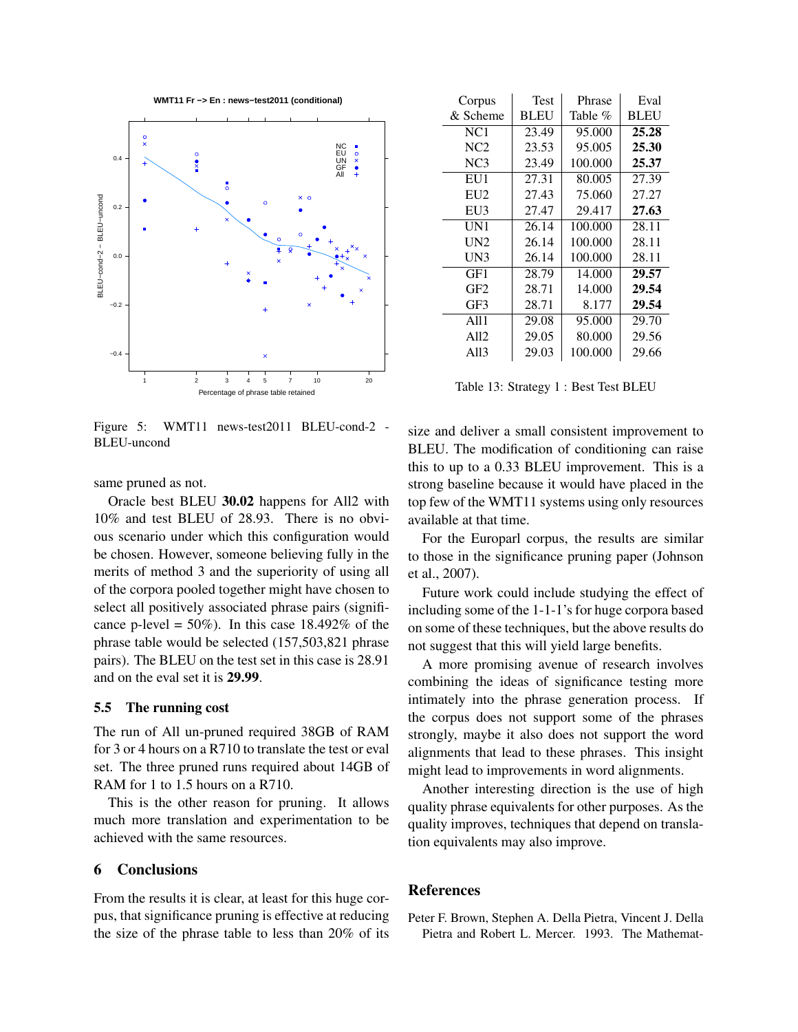Figure 5: WMT11 news-test2011 BLEU-cond-2 - BLEU-uncond

| Corpus & Scheme | Test BLEU | Phrase Table % | Eval BLEU |
|---|---|---|---|
| NC1 | 23.49 | 95.000 | **25.28** |
| NC2 | 23.53 | 95.005 | **25.30** |
| NC3 | 23.49 | 100.000 | **25.37** |
| EU1 | 27.31 | 80.005 | 27.39 |
| EU2 | 27.43 | 75.060 | 27.27 |
| EU3 | 27.47 | 29.417 | **27.63** |
| UN1 | 26.14 | 100.000 | 28.11 |
| UN2 | 26.14 | 100.000 | 28.11 |
| UN3 | 26.14 | 100.000 | 28.11 |
| GF1 | 28.79 | 14.000 | **29.57** |
| GF2 | 28.71 | 14.000 | **29.54** |
| GF3 | 28.71 | 8.177 | **29.54** |
| All1 | 29.08 | 95.000 | 29.70 |
| All2 | 29.05 | 80.000 | 29.56 |
| All3 | 29.03 | 100.000 | 29.66 |

Table 13: Strategy 1 : Best Test BLEU

same pruned as not.

Oracle best BLEU **30.02** happens for All2 with 10% and test BLEU of 28.93. There is no obvious scenario under which this configuration would be chosen. However, someone believing fully in the merits of method 3 and the superiority of using all of the corpora pooled together might have chosen to select all positively associated phrase pairs (significance p-level = 50%). In this case 18.492% of the phrase table would be selected (157,503,821 phrase pairs). The BLEU on the test set in this case is 28.91 and on the eval set it is **29.99**.

### 5.5 The running cost

The run of All un-pruned required 38GB of RAM for 3 or 4 hours on a R710 to translate the test or eval set. The three pruned runs required about 14GB of RAM for 1 to 1.5 hours on a R710.

This is the other reason for pruning. It allows much more translation and experimentation to be achieved with the same resources.

## 6 Conclusions

From the results it is clear, at least for this huge corpus, that significance pruning is effective at reducing the size of the phrase table to less than 20% of its size and deliver a small consistent improvement to BLEU. The modification of conditioning can raise this to up to a 0.33 BLEU improvement. This is a strong baseline because it would have placed in the top few of the WMT11 systems using only resources available at that time.

For the Europarl corpus, the results are similar to those in the significance pruning paper (Johnson et al., 2007).

Future work could include studying the effect of including some of the 1-1-1's for huge corpora based on some of these techniques, but the above results do not suggest that this will yield large benefits.

A more promising avenue of research involves combining the ideas of significance testing more intimately into the phrase generation process. If the corpus does not support some of the phrases strongly, maybe it also does not support the word alignments that lead to these phrases. This insight might lead to improvements in word alignments.

Another interesting direction is the use of high quality phrase equivalents for other purposes. As the quality improves, techniques that depend on translation equivalents may also improve.

## References

Peter F. Brown, Stephen A. Della Pietra, Vincent J. Della Pietra and Robert L. Mercer. 1993. The Mathemat-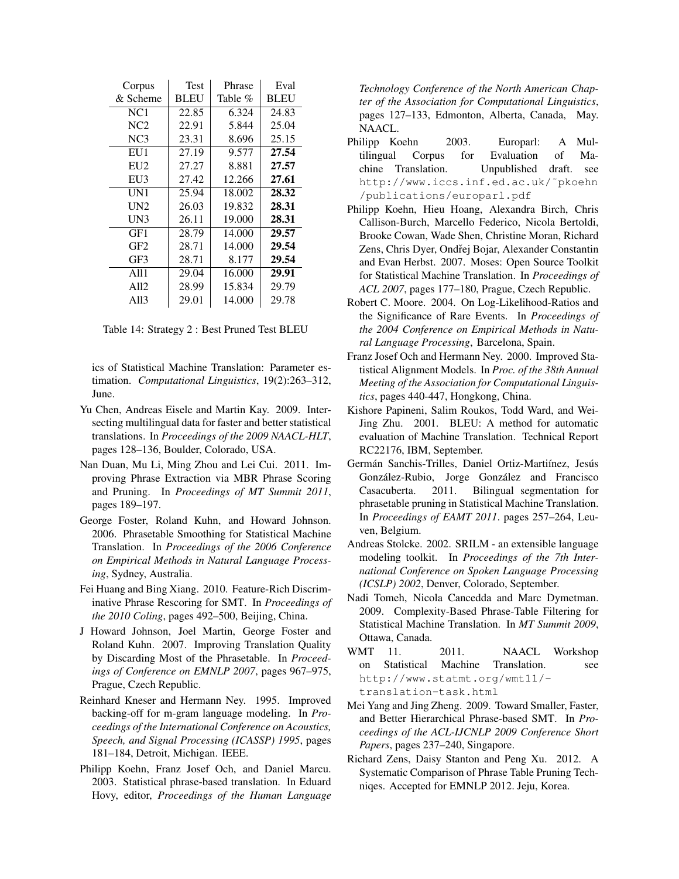| Corpus & Scheme | Test BLEU | Phrase Table % | Eval BLEU |
|---|---|---|---|
| NC1 | 22.85 | 6.324 | 24.83 |
| NC2 | 22.91 | 5.844 | 25.04 |
| NC3 | 23.31 | 8.696 | 25.15 |
| EU1 | 27.19 | 9.577 | **27.54** |
| EU2 | 27.27 | 8.881 | **27.57** |
| EU3 | 27.42 | 12.266 | **27.61** |
| UN1 | 25.94 | 18.002 | **28.32** |
| UN2 | 26.03 | 19.832 | **28.31** |
| UN3 | 26.11 | 19.000 | **28.31** |
| GF1 | 28.79 | 14.000 | **29.57** |
| GF2 | 28.71 | 14.000 | **29.54** |
| GF3 | 28.71 | 8.177 | **29.54** |
| All1 | 29.04 | 16.000 | **29.91** |
| All2 | 28.99 | 15.834 | 29.79 |
| All3 | 29.01 | 14.000 | 29.78 |

Table 14: Strategy 2 : Best Pruned Test BLEU

ics of Statistical Machine Translation: Parameter estimation. *Computational Linguistics*, 19(2):263–312, June.

Yu Chen, Andreas Eisele and Martin Kay. 2009. Intersecting multilingual data for faster and better statistical translations. In *Proceedings of the 2009 NAACL-HLT*, pages 128–136, Boulder, Colorado, USA.

Nan Duan, Mu Li, Ming Zhou and Lei Cui. 2011. Improving Phrase Extraction via MBR Phrase Scoring and Pruning. In *Proceedings of MT Summit 2011*, pages 189–197.

George Foster, Roland Kuhn, and Howard Johnson. 2006. Phrasetable Smoothing for Statistical Machine Translation. In *Proceedings of the 2006 Conference on Empirical Methods in Natural Language Processing*, Sydney, Australia.

Fei Huang and Bing Xiang. 2010. Feature-Rich Discriminative Phrase Rescoring for SMT. In *Proceedings of the 2010 Coling*, pages 492–500, Beijing, China.

J Howard Johnson, Joel Martin, George Foster and Roland Kuhn. 2007. Improving Translation Quality by Discarding Most of the Phrasetable. In *Proceedings of Conference on EMNLP 2007*, pages 967–975, Prague, Czech Republic.

Reinhard Kneser and Hermann Ney. 1995. Improved backing-off for m-gram language modeling. In *Proceedings of the International Conference on Acoustics, Speech, and Signal Processing (ICASSP) 1995*, pages 181–184, Detroit, Michigan. IEEE.

Philipp Koehn, Franz Josef Och, and Daniel Marcu. 2003. Statistical phrase-based translation. In Eduard Hovy, editor, *Proceedings of the Human Language Technology Conference of the North American Chapter of the Association for Computational Linguistics*, pages 127–133, Edmonton, Alberta, Canada, May. NAACL.

Philipp Koehn 2003. Europarl: A Multilingual Corpus for Evaluation of Machine Translation. Unpublished draft. see http://www.iccs.inf.ed.ac.uk/˜pkoehn/publications/europarl.pdf

Philipp Koehn, Hieu Hoang, Alexandra Birch, Chris Callison-Burch, Marcello Federico, Nicola Bertoldi, Brooke Cowan, Wade Shen, Christine Moran, Richard Zens, Chris Dyer, Ondřej Bojar, Alexander Constantin and Evan Herbst. 2007. Moses: Open Source Toolkit for Statistical Machine Translation. In *Proceedings of ACL 2007*, pages 177–180, Prague, Czech Republic.

Robert C. Moore. 2004. On Log-Likelihood-Ratios and the Significance of Rare Events. In *Proceedings of the 2004 Conference on Empirical Methods in Natural Language Processing*, Barcelona, Spain.

Franz Josef Och and Hermann Ney. 2000. Improved Statistical Alignment Models. In *Proc. of the 38th Annual Meeting of the Association for Computational Linguistics*, pages 440-447, Hongkong, China.

Kishore Papineni, Salim Roukos, Todd Ward, and Wei-Jing Zhu. 2001. BLEU: A method for automatic evaluation of Machine Translation. Technical Report RC22176, IBM, September.

Germán Sanchis-Trilles, Daniel Ortiz-Martiínez, Jesús González-Rubio, Jorge González and Francisco Casacuberta. 2011. Bilingual segmentation for phrasetable pruning in Statistical Machine Translation. In *Proceedings of EAMT 2011*. pages 257–264, Leuven, Belgium.

Andreas Stolcke. 2002. SRILM - an extensible language modeling toolkit. In *Proceedings of the 7th International Conference on Spoken Language Processing (ICSLP) 2002*, Denver, Colorado, September.

Nadi Tomeh, Nicola Cancedda and Marc Dymetman. 2009. Complexity-Based Phrase-Table Filtering for Statistical Machine Translation. In *MT Summit 2009*, Ottawa, Canada.

WMT 11. 2011. NAACL Workshop on Statistical Machine Translation. see http://www.statmt.org/wmt11/translation-task.html

Mei Yang and Jing Zheng. 2009. Toward Smaller, Faster, and Better Hierarchical Phrase-based SMT. In *Proceedings of the ACL-IJCNLP 2009 Conference Short Papers*, pages 237–240, Singapore.

Richard Zens, Daisy Stanton and Peng Xu. 2012. A Systematic Comparison of Phrase Table Pruning Techniqes. Accepted for EMNLP 2012. Jeju, Korea.